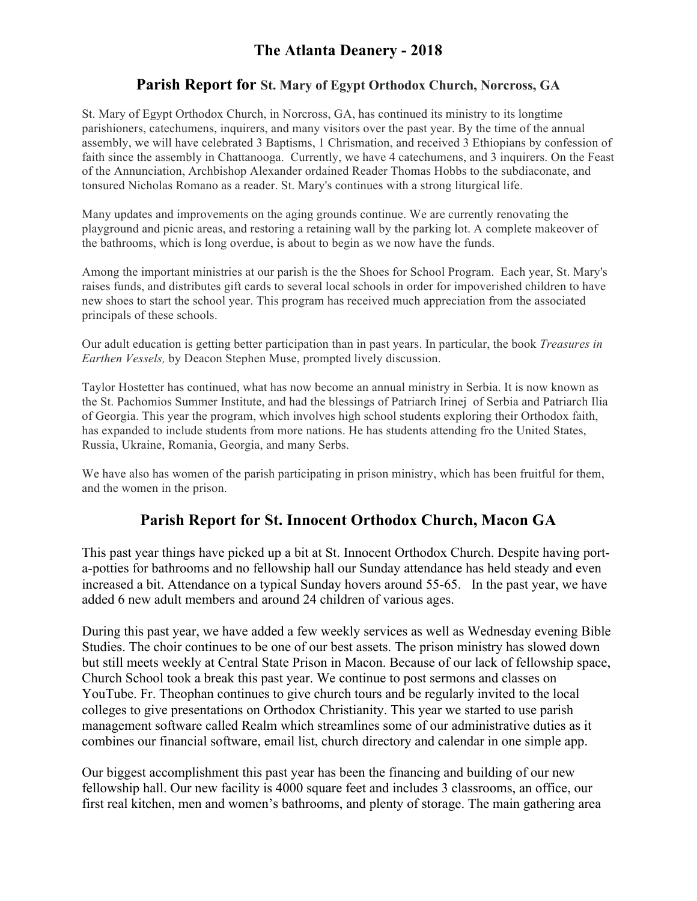# The Atlanta Deanery - 2018

## Parish Report for St. Mary of Egypt Orthodox Church, Norcross, GA

St. Mary of Egypt Orthodox Church, in Norcross, GA, has continued its ministry to its longtime parishioners, catechumens, inquirers, and many visitors over the past year. By the time of the annual assembly, we will have celebrated 3 Baptisms, 1 Chrismation, and received 3 Ethiopians by confession of faith since the assembly in Chattanooga. Currently, we have 4 catechumens, and 3 inquirers. On the Feast of the Annunciation, Archbishop Alexander ordained Reader Thomas Hobbs to the subdiaconate, and tonsured Nicholas Romano as a reader. St. Mary's continues with a strong liturgical life.

Many updates and improvements on the aging grounds continue. We are currently renovating the playground and picnic areas, and restoring a retaining wall by the parking lot. A complete makeover of the bathrooms, which is long overdue, is about to begin as we now have the funds.

Among the important ministries at our parish is the the Shoes for School Program. Each year, St. Mary's raises funds, and distributes gift cards to several local schools in order for impoverished children to have new shoes to start the school year. This program has received much appreciation from the associated principals of these schools.

Our adult education is getting better participation than in past years. In particular, the book *Treasures in Earthen Vessels,* by Deacon Stephen Muse, prompted lively discussion.

Taylor Hostetter has continued, what has now become an annual ministry in Serbia. It is now known as the St. Pachomios Summer Institute, and had the blessings of Patriarch Irinej of Serbia and Patriarch Ilia of Georgia. This year the program, which involves high school students exploring their Orthodox faith, has expanded to include students from more nations. He has students attending fro the United States, Russia, Ukraine, Romania, Georgia, and many Serbs.

We have also has women of the parish participating in prison ministry, which has been fruitful for them, and the women in the prison.

## Parish Report for St. Innocent Orthodox Church, Macon GA

This past year things have picked up a bit at St. Innocent Orthodox Church. Despite having port-a-potties for bathrooms and no fellowship hall our Sunday attendance has held steady and even increased a bit. Attendance on a typical Sunday hovers around 55-65. In the past year, we have added 6 new adult members and around 24 children of various ages.

During this past year, we have added a few weekly services as well as Wednesday evening Bible Studies. The choir continues to be one of our best assets. The prison ministry has slowed down but still meets weekly at Central State Prison in Macon. Because of our lack of fellowship space, Church School took a break this past year. We continue to post sermons and classes on YouTube. Fr. Theophan continues to give church tours and be regularly invited to the local colleges to give presentations on Orthodox Christianity. This year we started to use parish management software called Realm which streamlines some of our administrative duties as it combines our financial software, email list, church directory and calendar in one simple app.

Our biggest accomplishment this past year has been the financing and building of our new fellowship hall. Our new facility is 4000 square feet and includes 3 classrooms, an office, our first real kitchen, men and women's bathrooms, and plenty of storage. The main gathering area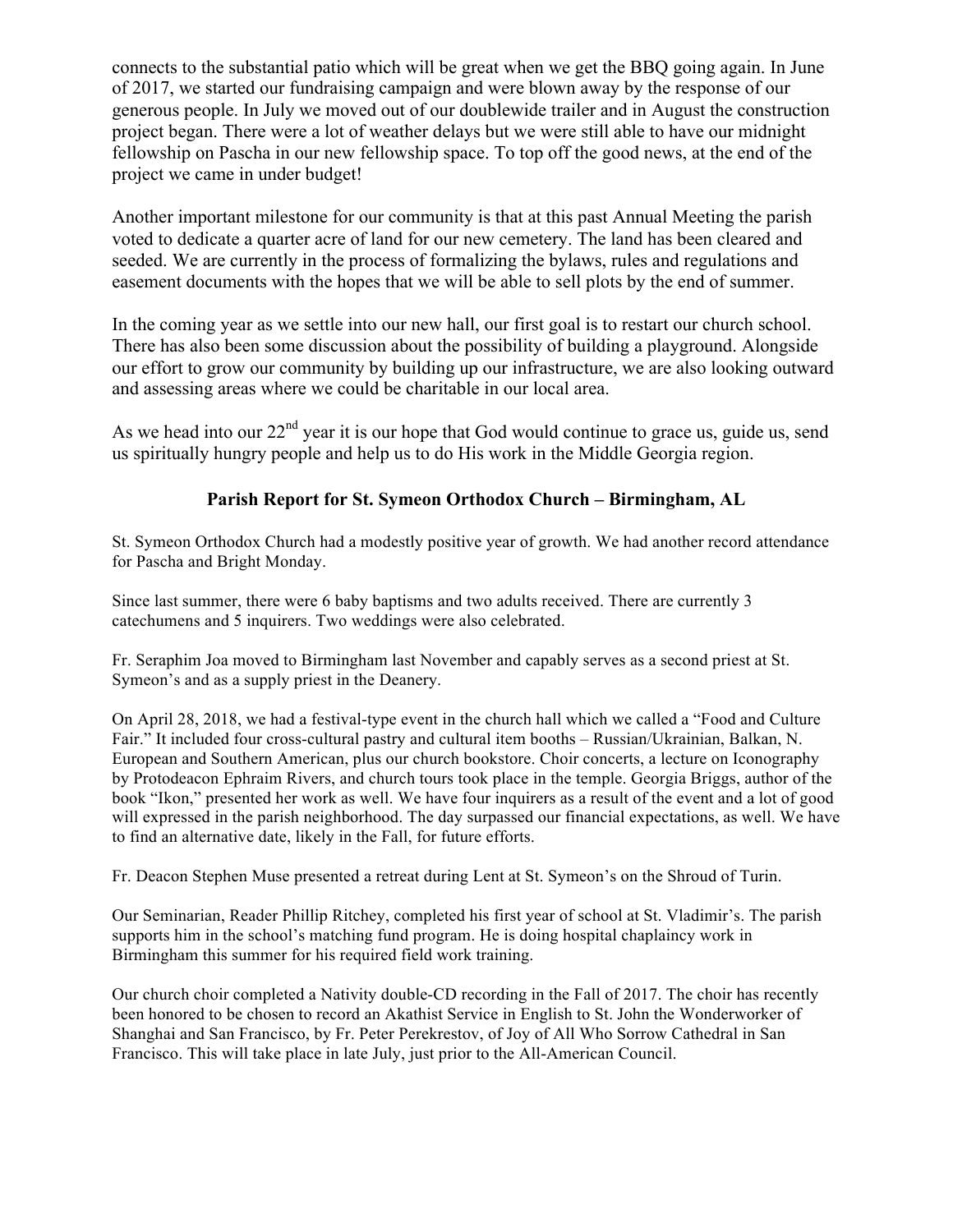connects to the substantial patio which will be great when we get the BBQ going again. In June of 2017, we started our fundraising campaign and were blown away by the response of our generous people. In July we moved out of our doublewide trailer and in August the construction project began. There were a lot of weather delays but we were still able to have our midnight fellowship on Pascha in our new fellowship space. To top off the good news, at the end of the project we came in under budget!

Another important milestone for our community is that at this past Annual Meeting the parish voted to dedicate a quarter acre of land for our new cemetery. The land has been cleared and seeded. We are currently in the process of formalizing the bylaws, rules and regulations and easement documents with the hopes that we will be able to sell plots by the end of summer.

In the coming year as we settle into our new hall, our first goal is to restart our church school. There has also been some discussion about the possibility of building a playground. Alongside our effort to grow our community by building up our infrastructure, we are also looking outward and assessing areas where we could be charitable in our local area.

As we head into our 22nd year it is our hope that God would continue to grace us, guide us, send us spiritually hungry people and help us to do His work in the Middle Georgia region.

## Parish Report for St. Symeon Orthodox Church – Birmingham, AL

St. Symeon Orthodox Church had a modestly positive year of growth. We had another record attendance for Pascha and Bright Monday.

Since last summer, there were 6 baby baptisms and two adults received. There are currently 3 catechumens and 5 inquirers. Two weddings were also celebrated.

Fr. Seraphim Joa moved to Birmingham last November and capably serves as a second priest at St. Symeon's and as a supply priest in the Deanery.

On April 28, 2018, we had a festival-type event in the church hall which we called a "Food and Culture Fair." It included four cross-cultural pastry and cultural item booths – Russian/Ukrainian, Balkan, N. European and Southern American, plus our church bookstore. Choir concerts, a lecture on Iconography by Protodeacon Ephraim Rivers, and church tours took place in the temple. Georgia Briggs, author of the book "Ikon," presented her work as well. We have four inquirers as a result of the event and a lot of good will expressed in the parish neighborhood. The day surpassed our financial expectations, as well. We have to find an alternative date, likely in the Fall, for future efforts.

Fr. Deacon Stephen Muse presented a retreat during Lent at St. Symeon's on the Shroud of Turin.

Our Seminarian, Reader Phillip Ritchey, completed his first year of school at St. Vladimir's. The parish supports him in the school's matching fund program. He is doing hospital chaplaincy work in Birmingham this summer for his required field work training.

Our church choir completed a Nativity double-CD recording in the Fall of 2017. The choir has recently been honored to be chosen to record an Akathist Service in English to St. John the Wonderworker of Shanghai and San Francisco, by Fr. Peter Perekrestov, of Joy of All Who Sorrow Cathedral in San Francisco. This will take place in late July, just prior to the All-American Council.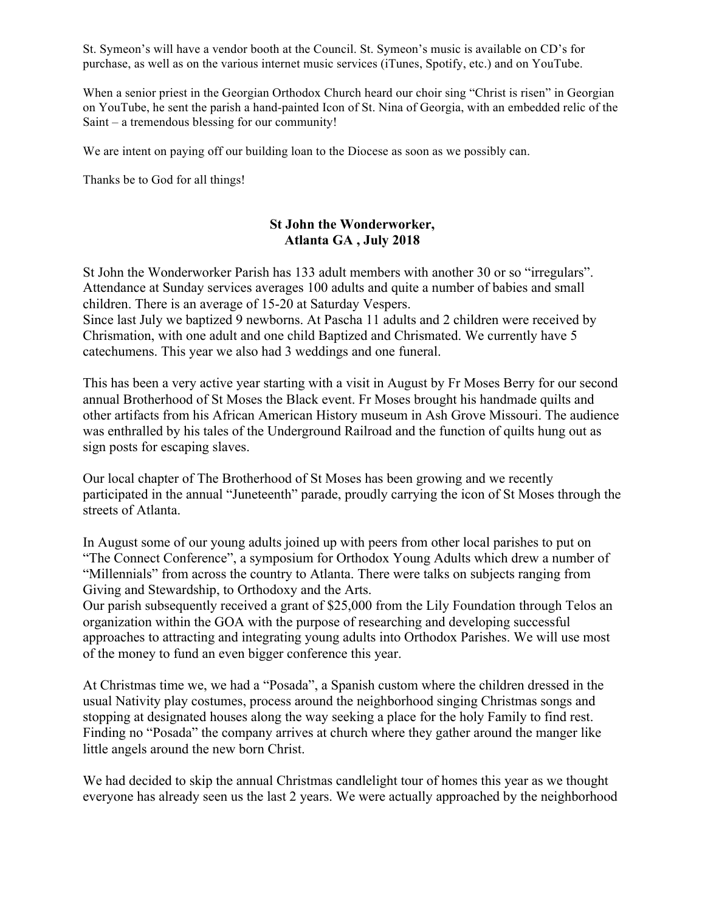St. Symeon's will have a vendor booth at the Council. St. Symeon's music is available on CD's for purchase, as well as on the various internet music services (iTunes, Spotify, etc.) and on YouTube.

When a senior priest in the Georgian Orthodox Church heard our choir sing "Christ is risen" in Georgian on YouTube, he sent the parish a hand-painted Icon of St. Nina of Georgia, with an embedded relic of the Saint – a tremendous blessing for our community!

We are intent on paying off our building loan to the Diocese as soon as we possibly can.

Thanks be to God for all things!

## St John the Wonderworker, Atlanta GA , July 2018

St John the Wonderworker Parish has 133 adult members with another 30 or so "irregulars". Attendance at Sunday services averages 100 adults and quite a number of babies and small children. There is an average of 15-20 at Saturday Vespers.
Since last July we baptized 9 newborns. At Pascha 11 adults and 2 children were received by Chrismation, with one adult and one child Baptized and Chrismated. We currently have 5 catechumens. This year we also had 3 weddings and one funeral.

This has been a very active year starting with a visit in August by Fr Moses Berry for our second annual Brotherhood of St Moses the Black event. Fr Moses brought his handmade quilts and other artifacts from his African American History museum in Ash Grove Missouri. The audience was enthralled by his tales of the Underground Railroad and the function of quilts hung out as sign posts for escaping slaves.

Our local chapter of The Brotherhood of St Moses has been growing and we recently participated in the annual "Juneteenth" parade, proudly carrying the icon of St Moses through the streets of Atlanta.

In August some of our young adults joined up with peers from other local parishes to put on "The Connect Conference", a symposium for Orthodox Young Adults which drew a number of "Millennials" from across the country to Atlanta. There were talks on subjects ranging from Giving and Stewardship, to Orthodoxy and the Arts.
Our parish subsequently received a grant of $25,000 from the Lily Foundation through Telos an organization within the GOA with the purpose of researching and developing successful approaches to attracting and integrating young adults into Orthodox Parishes. We will use most of the money to fund an even bigger conference this year.

At Christmas time we, we had a "Posada", a Spanish custom where the children dressed in the usual Nativity play costumes, process around the neighborhood singing Christmas songs and stopping at designated houses along the way seeking a place for the holy Family to find rest. Finding no "Posada" the company arrives at church where they gather around the manger like little angels around the new born Christ.

We had decided to skip the annual Christmas candlelight tour of homes this year as we thought everyone has already seen us the last 2 years. We were actually approached by the neighborhood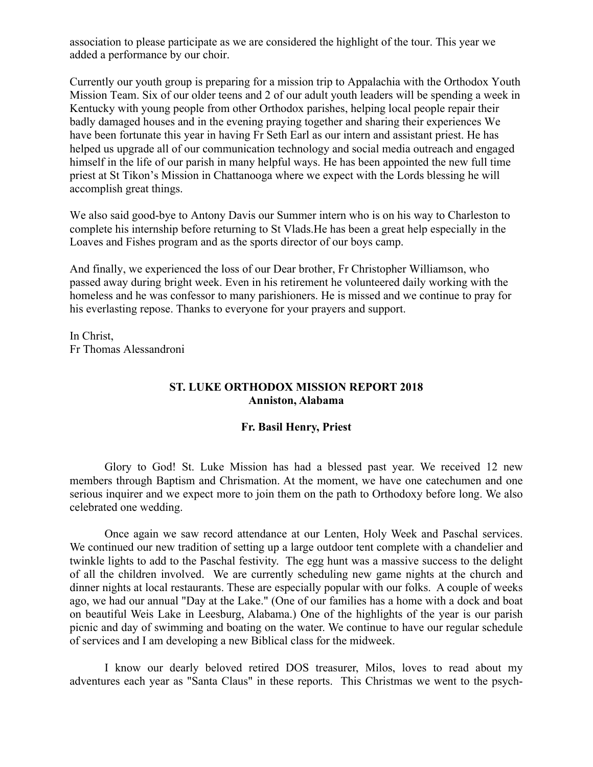association to please participate as we are considered the highlight of the tour. This year we added a performance by our choir.

Currently our youth group is preparing for a mission trip to Appalachia with the Orthodox Youth Mission Team. Six of our older teens and 2 of our adult youth leaders will be spending a week in Kentucky with young people from other Orthodox parishes, helping local people repair their badly damaged houses and in the evening praying together and sharing their experiences We have been fortunate this year in having Fr Seth Earl as our intern and assistant priest. He has helped us upgrade all of our communication technology and social media outreach and engaged himself in the life of our parish in many helpful ways. He has been appointed the new full time priest at St Tikon's Mission in Chattanooga where we expect with the Lords blessing he will accomplish great things.

We also said good-bye to Antony Davis our Summer intern who is on his way to Charleston to complete his internship before returning to St Vlads.He has been a great help especially in the Loaves and Fishes program and as the sports director of our boys camp.

And finally, we experienced the loss of our Dear brother, Fr Christopher Williamson, who passed away during bright week. Even in his retirement he volunteered daily working with the homeless and he was confessor to many parishioners. He is missed and we continue to pray for his everlasting repose. Thanks to everyone for your prayers and support.

In Christ,
Fr Thomas Alessandroni

## ST. LUKE ORTHODOX MISSION REPORT 2018
## Anniston, Alabama

**Fr. Basil Henry, Priest**

Glory to God! St. Luke Mission has had a blessed past year. We received 12 new members through Baptism and Chrismation. At the moment, we have one catechumen and one serious inquirer and we expect more to join them on the path to Orthodoxy before long. We also celebrated one wedding.

Once again we saw record attendance at our Lenten, Holy Week and Paschal services. We continued our new tradition of setting up a large outdoor tent complete with a chandelier and twinkle lights to add to the Paschal festivity. The egg hunt was a massive success to the delight of all the children involved. We are currently scheduling new game nights at the church and dinner nights at local restaurants. These are especially popular with our folks. A couple of weeks ago, we had our annual "Day at the Lake." (One of our families has a home with a dock and boat on beautiful Weis Lake in Leesburg, Alabama.) One of the highlights of the year is our parish picnic and day of swimming and boating on the water. We continue to have our regular schedule of services and I am developing a new Biblical class for the midweek.

I know our dearly beloved retired DOS treasurer, Milos, loves to read about my adventures each year as "Santa Claus" in these reports. This Christmas we went to the psych-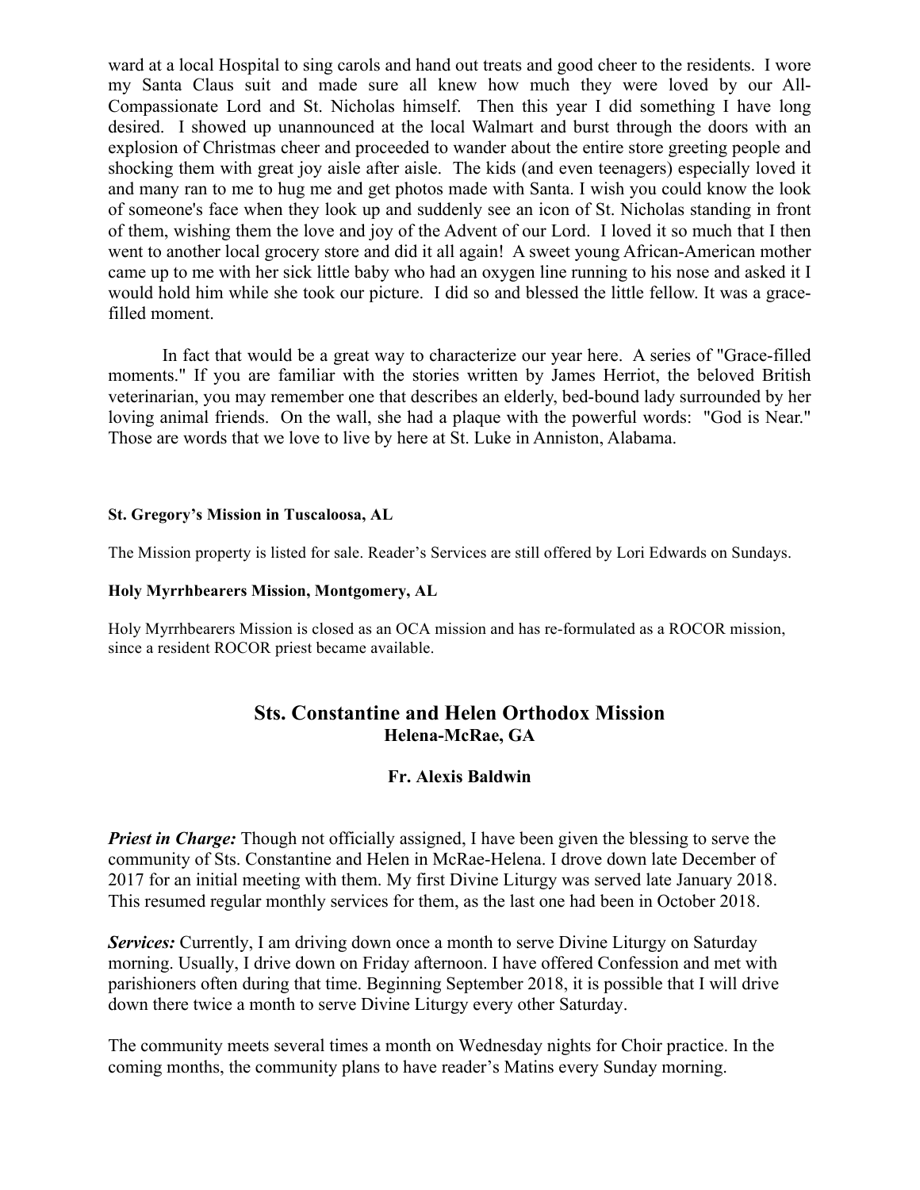ward at a local Hospital to sing carols and hand out treats and good cheer to the residents. I wore my Santa Claus suit and made sure all knew how much they were loved by our All-Compassionate Lord and St. Nicholas himself. Then this year I did something I have long desired. I showed up unannounced at the local Walmart and burst through the doors with an explosion of Christmas cheer and proceeded to wander about the entire store greeting people and shocking them with great joy aisle after aisle. The kids (and even teenagers) especially loved it and many ran to me to hug me and get photos made with Santa. I wish you could know the look of someone's face when they look up and suddenly see an icon of St. Nicholas standing in front of them, wishing them the love and joy of the Advent of our Lord. I loved it so much that I then went to another local grocery store and did it all again! A sweet young African-American mother came up to me with her sick little baby who had an oxygen line running to his nose and asked it I would hold him while she took our picture. I did so and blessed the little fellow. It was a grace-filled moment.

In fact that would be a great way to characterize our year here. A series of "Grace-filled moments." If you are familiar with the stories written by James Herriot, the beloved British veterinarian, you may remember one that describes an elderly, bed-bound lady surrounded by her loving animal friends. On the wall, she had a plaque with the powerful words: "God is Near." Those are words that we love to live by here at St. Luke in Anniston, Alabama.

#### St. Gregory's Mission in Tuscaloosa, AL

The Mission property is listed for sale. Reader's Services are still offered by Lori Edwards on Sundays.

#### Holy Myrrhbearers Mission, Montgomery, AL

Holy Myrrhbearers Mission is closed as an OCA mission and has re-formulated as a ROCOR mission, since a resident ROCOR priest became available.

## Sts. Constantine and Helen Orthodox Mission
### Helena-McRae, GA

### Fr. Alexis Baldwin

***Priest in Charge:*** Though not officially assigned, I have been given the blessing to serve the community of Sts. Constantine and Helen in McRae-Helena. I drove down late December of 2017 for an initial meeting with them. My first Divine Liturgy was served late January 2018. This resumed regular monthly services for them, as the last one had been in October 2018.

***Services:*** Currently, I am driving down once a month to serve Divine Liturgy on Saturday morning. Usually, I drive down on Friday afternoon. I have offered Confession and met with parishioners often during that time. Beginning September 2018, it is possible that I will drive down there twice a month to serve Divine Liturgy every other Saturday.

The community meets several times a month on Wednesday nights for Choir practice. In the coming months, the community plans to have reader's Matins every Sunday morning.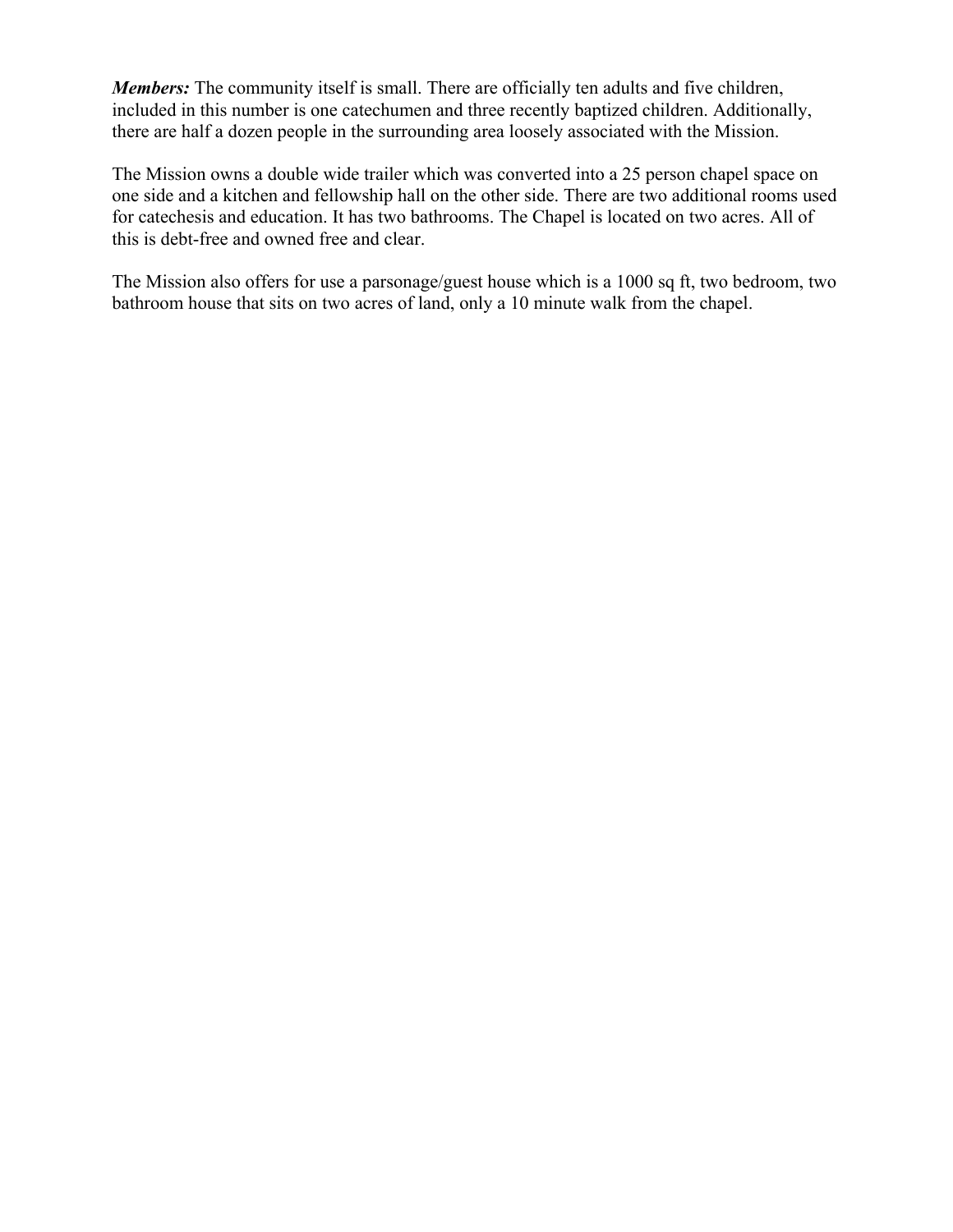***Members:*** The community itself is small. There are officially ten adults and five children, included in this number is one catechumen and three recently baptized children. Additionally, there are half a dozen people in the surrounding area loosely associated with the Mission.

The Mission owns a double wide trailer which was converted into a 25 person chapel space on one side and a kitchen and fellowship hall on the other side. There are two additional rooms used for catechesis and education. It has two bathrooms. The Chapel is located on two acres. All of this is debt-free and owned free and clear.

The Mission also offers for use a parsonage/guest house which is a 1000 sq ft, two bedroom, two bathroom house that sits on two acres of land, only a 10 minute walk from the chapel.